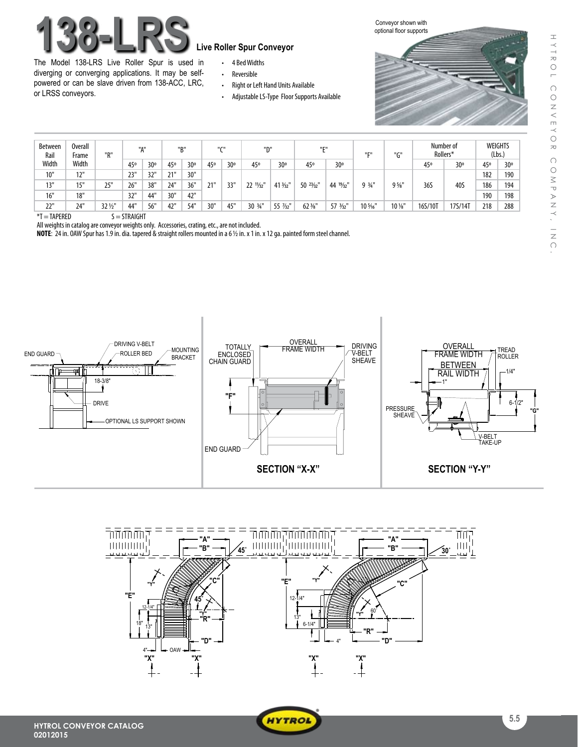# 138-LRS Live Roller Spur Conveyor

The Model 138-LRS Live Roller Spur is used in diverging or converging applications. It may be self-powered or can be slave driven from 138-ACC, LRC, or LRSS conveyors.

- 4 Bed Widths
- Reversible
- Right or Left Hand Units Available
- Adjustable LS-Type Floor Supports Available

Conveyor shown with optional floor supports

| Between Rail Width | Overall Frame Width | "R" | "A" | | "B" | | "C" | | "D" | | "E" | | "F" | "G" | Number of Rollers* | | WEIGHTS (Lbs.) | |
|---|---|---|---|---|---|---|---|---|---|---|---|---|---|---|---|---|---|---|
| | | | 45º | 30º | 45º | 30º | 45º | 30º | 45º | 30º | 45º | 30º | | | 45º | 30º | 45º | 30º |
| 10" | 12" | 25" | 23" | 32" | 21" | 30" | 21" | 33" | 22 11/32" | 41 3/32" | 50 23/32" | 44 19/32" | 9 3/4" | 9 5/8" | 36S | 40S | 182 | 190 |
| 13" | 15" | | 26" | 38" | 24" | 36" | | | | | | | | | | | 186 | 194 |
| 16" | 18" | | 32" | 44" | 30" | 42" | | | | | | | | | | | 190 | 198 |
| 22" | 24" | 32 1/2" | 44" | 56" | 42" | 54" | 30" | 45" | 30 3/4" | 55 7/32" | 62 3/8" | 57 3/32" | 10 5/16" | 10 1/8" | 16S/10T | 17S/14T | 218 | 288 |

*T = TAPERED S = STRAIGHT

All weights in catalog are conveyor weights only. Accessories, crating, etc., are not included.

**NOTE**: 24 in. OAW Spur has 1.9 in. dia. tapered & straight rollers mounted in a 6 ½ in. x 1 in. x 12 ga. painted form steel channel.

END GUARD, DRIVING V-BELT, ROLLER BED, MOUNTING BRACKET, 18-3/8", DRIVE, OPTIONAL LS SUPPORT SHOWN

TOTALLY ENCLOSED CHAIN GUARD, OVERALL FRAME WIDTH, DRIVING V-BELT SHEAVE, "F", END GUARD

**SECTION "X-X"**

OVERALL FRAME WIDTH, BETWEEN RAIL WIDTH, TREAD ROLLER, 1/4", 1", 6-1/2", "G", PRESSURE SHEAVE, V-BELT TAKE-UP

**SECTION "Y-Y"**

"A", "B", 45°, "C", "E", "Y", 45°, "Y", "R", 12-1/4", 18", 13", "D", 4", OAW, "X"

"A", "B", 30°, "C", "E", "Y", 12-1/4", 60, "Y", 13", 6-1/4", "R", 4", "D", "X"

HYTROL CONVEYOR CATALOG
02012015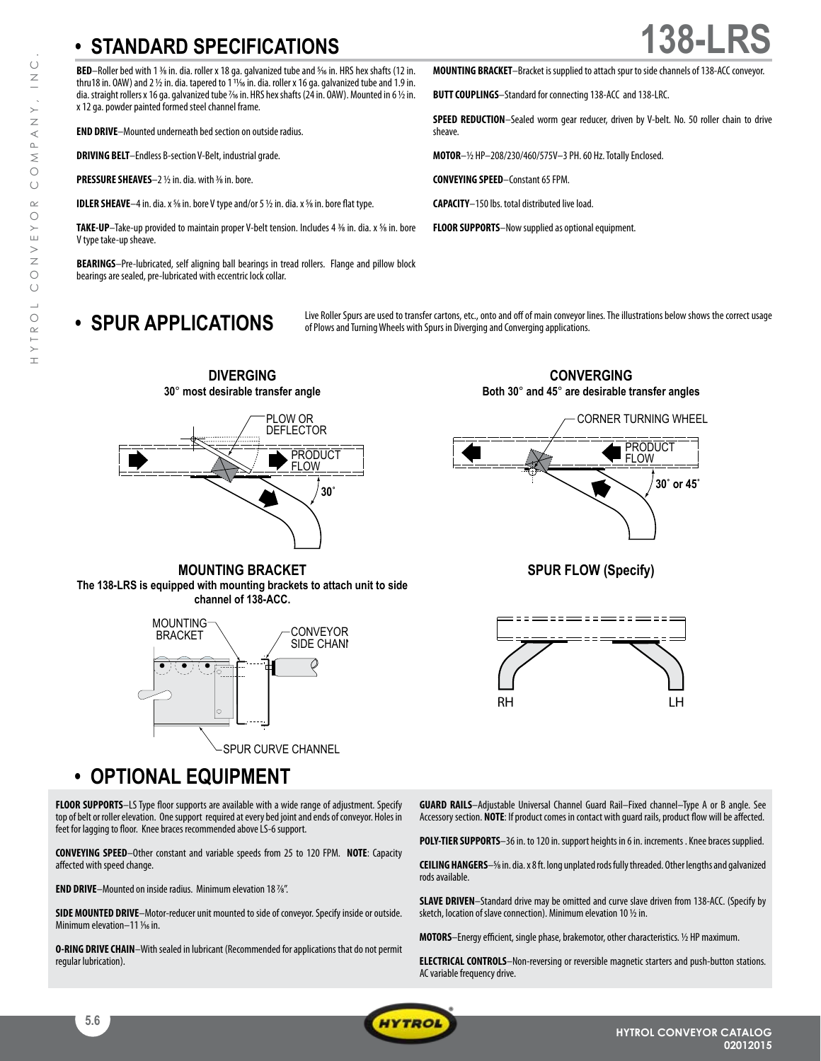# 138-LRS

## • STANDARD SPECIFICATIONS

**BED**–Roller bed with 1 ⅜ in. dia. roller x 18 ga. galvanized tube and 5⁄16 in. HRS hex shafts (12 in. thru18 in. OAW) and 2 ½ in. dia. tapered to 1 11⁄16 in. dia. roller x 16 ga. galvanized tube and 1.9 in. dia. straight rollers x 16 ga. galvanized tube 7⁄16 in. HRS hex shafts (24 in. OAW). Mounted in 6 ½ in. x 12 ga. powder painted formed steel channel frame.

**END DRIVE**–Mounted underneath bed section on outside radius.

**DRIVING BELT**–Endless B-section V-Belt, industrial grade.

**PRESSURE SHEAVES**–2 ½ in. dia. with ⅜ in. bore.

**IDLER SHEAVE**–4 in. dia. x ⅝ in. bore V type and/or 5 ½ in. dia. x ⅝ in. bore flat type.

**TAKE-UP**–Take-up provided to maintain proper V-belt tension. Includes 4 ⅜ in. dia. x ⅝ in. bore V type take-up sheave.

**BEARINGS**–Pre-lubricated, self aligning ball bearings in tread rollers. Flange and pillow block bearings are sealed, pre-lubricated with eccentric lock collar.

**MOUNTING BRACKET**–Bracket is supplied to attach spur to side channels of 138-ACC conveyor.

**BUTT COUPLINGS**–Standard for connecting 138-ACC and 138-LRC.

**SPEED REDUCTION**–Sealed worm gear reducer, driven by V-belt. No. 50 roller chain to drive sheave.

**MOTOR**–½ HP–208/230/460/575V–3 PH. 60 Hz. Totally Enclosed.

**CONVEYING SPEED**–Constant 65 FPM.

**CAPACITY**–150 lbs. total distributed live load.

**FLOOR SUPPORTS**–Now supplied as optional equipment.

## • SPUR APPLICATIONS

Live Roller Spurs are used to transfer cartons, etc., onto and off of main conveyor lines. The illustrations below shows the correct usage of Plows and Turning Wheels with Spurs in Diverging and Converging applications.

**DIVERGING**
**30° most desirable transfer angle**

PLOW OR DEFLECTOR
PRODUCT FLOW
30°

**CONVERGING**
**Both 30° and 45° are desirable transfer angles**

CORNER TURNING WHEEL
PRODUCT FLOW
30° or 45°

**MOUNTING BRACKET**
**The 138-LRS is equipped with mounting brackets to attach unit to side channel of 138-ACC.**

MOUNTING BRACKET
CONVEYOR SIDE CHANNEL
SPUR CURVE CHANNEL

**SPUR FLOW (Specify)**

RH
LH

## • OPTIONAL EQUIPMENT

**FLOOR SUPPORTS**–LS Type floor supports are available with a wide range of adjustment. Specify top of belt or roller elevation. One support required at every bed joint and ends of conveyor. Holes in feet for lagging to floor. Knee braces recommended above LS-6 support.

**CONVEYING SPEED**–Other constant and variable speeds from 25 to 120 FPM. **NOTE**: Capacity affected with speed change.

**END DRIVE**–Mounted on inside radius. Minimum elevation 18 ⅞".

**SIDE MOUNTED DRIVE**–Motor-reducer unit mounted to side of conveyor. Specify inside or outside. Minimum elevation–11 1⁄16 in.

**O-RING DRIVE CHAIN**–With sealed in lubricant (Recommended for applications that do not permit regular lubrication).

**GUARD RAILS**–Adjustable Universal Channel Guard Rail–Fixed channel–Type A or B angle. See Accessory section. **NOTE**: If product comes in contact with guard rails, product flow will be affected.

**POLY-TIER SUPPORTS**–36 in. to 120 in. support heights in 6 in. increments . Knee braces supplied.

**CEILING HANGERS**–⅝ in. dia. x 8 ft. long unplated rods fully threaded. Other lengths and galvanized rods available.

**SLAVE DRIVEN**–Standard drive may be omitted and curve slave driven from 138-ACC. (Specify by sketch, location of slave connection). Minimum elevation 10 ½ in.

**MOTORS**–Energy efficient, single phase, brakemotor, other characteristics. ½ HP maximum.

**ELECTRICAL CONTROLS**–Non-reversing or reversible magnetic starters and push-button stations. AC variable frequency drive.